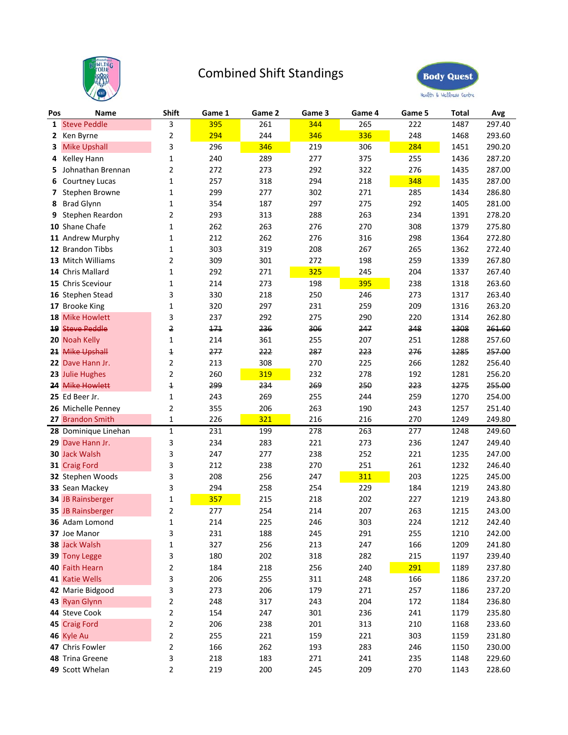# Combined Shift Standings

| Pos | Name | Shift | Game 1 | Game 2 | Game 3 | Game 4 | Game 5 | Total | Avg |
|---|---|---|---|---|---|---|---|---|---|
| 1 | Steve Peddle | 3 | 395 | 261 | 344 | 265 | 222 | 1487 | 297.40 |
| 2 | Ken Byrne | 2 | 294 | 244 | 346 | 336 | 248 | 1468 | 293.60 |
| 3 | Mike Upshall | 3 | 296 | 346 | 219 | 306 | 284 | 1451 | 290.20 |
| 4 | Kelley Hann | 1 | 240 | 289 | 277 | 375 | 255 | 1436 | 287.20 |
| 5 | Johnathan Brennan | 2 | 272 | 273 | 292 | 322 | 276 | 1435 | 287.00 |
| 6 | Courtney Lucas | 1 | 257 | 318 | 294 | 218 | 348 | 1435 | 287.00 |
| 7 | Stephen Browne | 1 | 299 | 277 | 302 | 271 | 285 | 1434 | 286.80 |
| 8 | Brad Glynn | 1 | 354 | 187 | 297 | 275 | 292 | 1405 | 281.00 |
| 9 | Stephen Reardon | 2 | 293 | 313 | 288 | 263 | 234 | 1391 | 278.20 |
| 10 | Shane Chafe | 1 | 262 | 263 | 276 | 270 | 308 | 1379 | 275.80 |
| 11 | Andrew Murphy | 1 | 212 | 262 | 276 | 316 | 298 | 1364 | 272.80 |
| 12 | Brandon Tibbs | 1 | 303 | 319 | 208 | 267 | 265 | 1362 | 272.40 |
| 13 | Mitch Williams | 2 | 309 | 301 | 272 | 198 | 259 | 1339 | 267.80 |
| 14 | Chris Mallard | 1 | 292 | 271 | 325 | 245 | 204 | 1337 | 267.40 |
| 15 | Chris Sceviour | 1 | 214 | 273 | 198 | 395 | 238 | 1318 | 263.60 |
| 16 | Stephen Stead | 3 | 330 | 218 | 250 | 246 | 273 | 1317 | 263.40 |
| 17 | Brooke King | 1 | 320 | 297 | 231 | 259 | 209 | 1316 | 263.20 |
| 18 | Mike Howlett | 3 | 237 | 292 | 275 | 290 | 220 | 1314 | 262.80 |
| ~~19~~ | ~~Steve Peddle~~ | ~~2~~ | ~~171~~ | ~~236~~ | ~~306~~ | ~~247~~ | ~~348~~ | ~~1308~~ | ~~261.60~~ |
| 20 | Noah Kelly | 1 | 214 | 361 | 255 | 207 | 251 | 1288 | 257.60 |
| ~~21~~ | ~~Mike Upshall~~ | ~~1~~ | ~~277~~ | ~~222~~ | ~~287~~ | ~~223~~ | ~~276~~ | ~~1285~~ | ~~257.00~~ |
| 22 | Dave Hann Jr. | 2 | 213 | 308 | 270 | 225 | 266 | 1282 | 256.40 |
| 23 | Julie Hughes | 2 | 260 | 319 | 232 | 278 | 192 | 1281 | 256.20 |
| ~~24~~ | ~~Mike Howlett~~ | ~~1~~ | ~~299~~ | ~~234~~ | ~~269~~ | ~~250~~ | ~~223~~ | ~~1275~~ | ~~255.00~~ |
| 25 | Ed Beer Jr. | 1 | 243 | 269 | 255 | 244 | 259 | 1270 | 254.00 |
| 26 | Michelle Penney | 2 | 355 | 206 | 263 | 190 | 243 | 1257 | 251.40 |
| 27 | Brandon Smith | 1 | 226 | 321 | 216 | 216 | 270 | 1249 | 249.80 |
| 28 | Dominique Linehan | 1 | 231 | 199 | 278 | 263 | 277 | 1248 | 249.60 |
| 29 | Dave Hann Jr. | 3 | 234 | 283 | 221 | 273 | 236 | 1247 | 249.40 |
| 30 | Jack Walsh | 3 | 247 | 277 | 238 | 252 | 221 | 1235 | 247.00 |
| 31 | Craig Ford | 3 | 212 | 238 | 270 | 251 | 261 | 1232 | 246.40 |
| 32 | Stephen Woods | 3 | 208 | 256 | 247 | 311 | 203 | 1225 | 245.00 |
| 33 | Sean Mackey | 3 | 294 | 258 | 254 | 229 | 184 | 1219 | 243.80 |
| 34 | JB Rainsberger | 1 | 357 | 215 | 218 | 202 | 227 | 1219 | 243.80 |
| 35 | JB Rainsberger | 2 | 277 | 254 | 214 | 207 | 263 | 1215 | 243.00 |
| 36 | Adam Lomond | 1 | 214 | 225 | 246 | 303 | 224 | 1212 | 242.40 |
| 37 | Joe Manor | 3 | 231 | 188 | 245 | 291 | 255 | 1210 | 242.00 |
| 38 | Jack Walsh | 1 | 327 | 256 | 213 | 247 | 166 | 1209 | 241.80 |
| 39 | Tony Legge | 3 | 180 | 202 | 318 | 282 | 215 | 1197 | 239.40 |
| 40 | Faith Hearn | 2 | 184 | 218 | 256 | 240 | 291 | 1189 | 237.80 |
| 41 | Katie Wells | 3 | 206 | 255 | 311 | 248 | 166 | 1186 | 237.20 |
| 42 | Marie Bidgood | 3 | 273 | 206 | 179 | 271 | 257 | 1186 | 237.20 |
| 43 | Ryan Glynn | 2 | 248 | 317 | 243 | 204 | 172 | 1184 | 236.80 |
| 44 | Steve Cook | 2 | 154 | 247 | 301 | 236 | 241 | 1179 | 235.80 |
| 45 | Craig Ford | 2 | 206 | 238 | 201 | 313 | 210 | 1168 | 233.60 |
| 46 | Kyle Au | 2 | 255 | 221 | 159 | 221 | 303 | 1159 | 231.80 |
| 47 | Chris Fowler | 2 | 166 | 262 | 193 | 283 | 246 | 1150 | 230.00 |
| 48 | Trina Greene | 3 | 218 | 183 | 271 | 241 | 235 | 1148 | 229.60 |
| 49 | Scott Whelan | 2 | 219 | 200 | 245 | 209 | 270 | 1143 | 228.60 |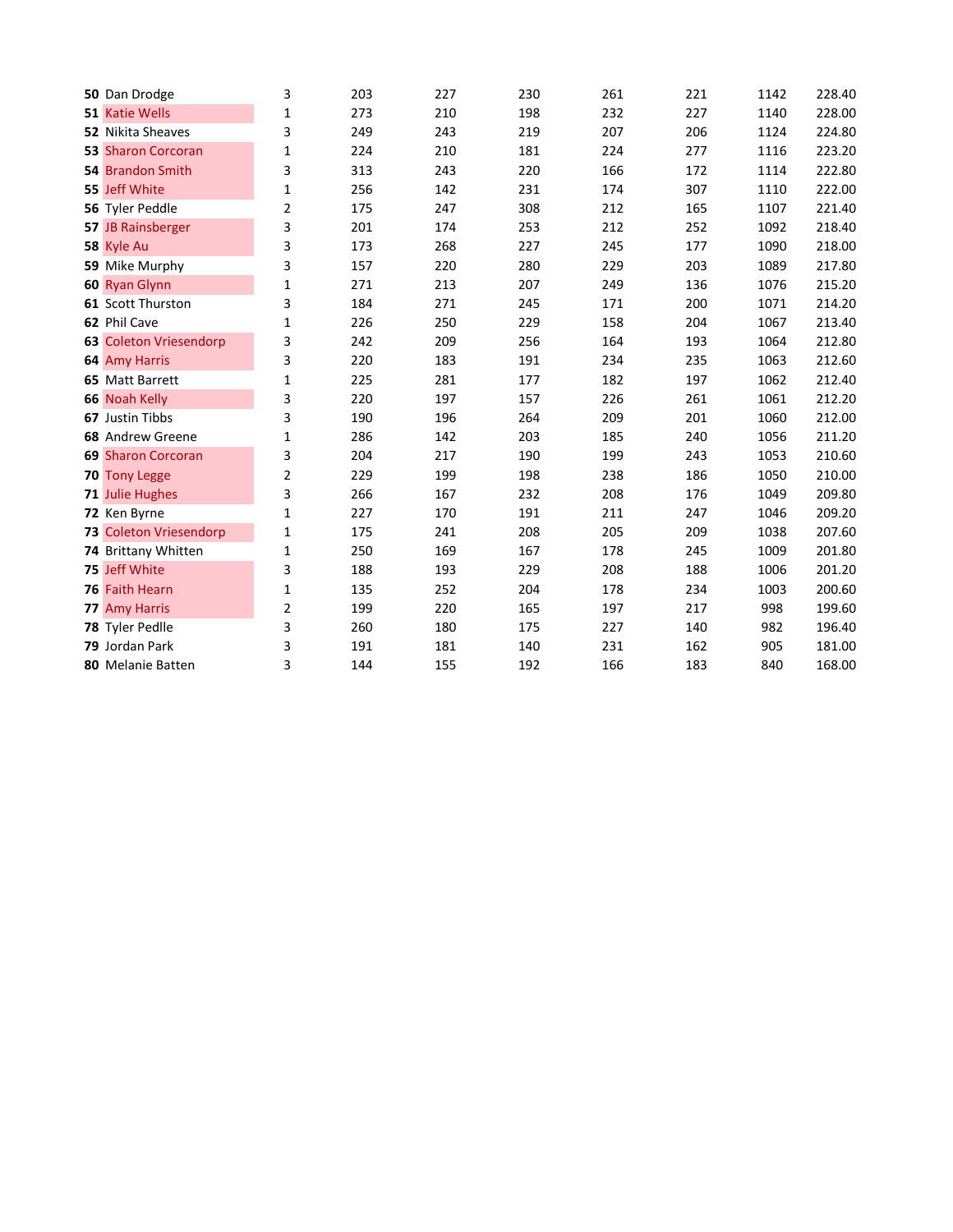| | | | | | | | | | |
|---|---|---|---|---|---|---|---|---|---|
| **50** | Dan Drodge | 3 | 203 | 227 | 230 | 261 | 221 | 1142 | 228.40 |
| **51** | Katie Wells | 1 | 273 | 210 | 198 | 232 | 227 | 1140 | 228.00 |
| **52** | Nikita Sheaves | 3 | 249 | 243 | 219 | 207 | 206 | 1124 | 224.80 |
| **53** | Sharon Corcoran | 1 | 224 | 210 | 181 | 224 | 277 | 1116 | 223.20 |
| **54** | Brandon Smith | 3 | 313 | 243 | 220 | 166 | 172 | 1114 | 222.80 |
| **55** | Jeff White | 1 | 256 | 142 | 231 | 174 | 307 | 1110 | 222.00 |
| **56** | Tyler Peddle | 2 | 175 | 247 | 308 | 212 | 165 | 1107 | 221.40 |
| **57** | JB Rainsberger | 3 | 201 | 174 | 253 | 212 | 252 | 1092 | 218.40 |
| **58** | Kyle Au | 3 | 173 | 268 | 227 | 245 | 177 | 1090 | 218.00 |
| **59** | Mike Murphy | 3 | 157 | 220 | 280 | 229 | 203 | 1089 | 217.80 |
| **60** | Ryan Glynn | 1 | 271 | 213 | 207 | 249 | 136 | 1076 | 215.20 |
| **61** | Scott Thurston | 3 | 184 | 271 | 245 | 171 | 200 | 1071 | 214.20 |
| **62** | Phil Cave | 1 | 226 | 250 | 229 | 158 | 204 | 1067 | 213.40 |
| **63** | Coleton Vriesendorp | 3 | 242 | 209 | 256 | 164 | 193 | 1064 | 212.80 |
| **64** | Amy Harris | 3 | 220 | 183 | 191 | 234 | 235 | 1063 | 212.60 |
| **65** | Matt Barrett | 1 | 225 | 281 | 177 | 182 | 197 | 1062 | 212.40 |
| **66** | Noah Kelly | 3 | 220 | 197 | 157 | 226 | 261 | 1061 | 212.20 |
| **67** | Justin Tibbs | 3 | 190 | 196 | 264 | 209 | 201 | 1060 | 212.00 |
| **68** | Andrew Greene | 1 | 286 | 142 | 203 | 185 | 240 | 1056 | 211.20 |
| **69** | Sharon Corcoran | 3 | 204 | 217 | 190 | 199 | 243 | 1053 | 210.60 |
| **70** | Tony Legge | 2 | 229 | 199 | 198 | 238 | 186 | 1050 | 210.00 |
| **71** | Julie Hughes | 3 | 266 | 167 | 232 | 208 | 176 | 1049 | 209.80 |
| **72** | Ken Byrne | 1 | 227 | 170 | 191 | 211 | 247 | 1046 | 209.20 |
| **73** | Coleton Vriesendorp | 1 | 175 | 241 | 208 | 205 | 209 | 1038 | 207.60 |
| **74** | Brittany Whitten | 1 | 250 | 169 | 167 | 178 | 245 | 1009 | 201.80 |
| **75** | Jeff White | 3 | 188 | 193 | 229 | 208 | 188 | 1006 | 201.20 |
| **76** | Faith Hearn | 1 | 135 | 252 | 204 | 178 | 234 | 1003 | 200.60 |
| **77** | Amy Harris | 2 | 199 | 220 | 165 | 197 | 217 | 998 | 199.60 |
| **78** | Tyler Pedlle | 3 | 260 | 180 | 175 | 227 | 140 | 982 | 196.40 |
| **79** | Jordan Park | 3 | 191 | 181 | 140 | 231 | 162 | 905 | 181.00 |
| **80** | Melanie Batten | 3 | 144 | 155 | 192 | 166 | 183 | 840 | 168.00 |